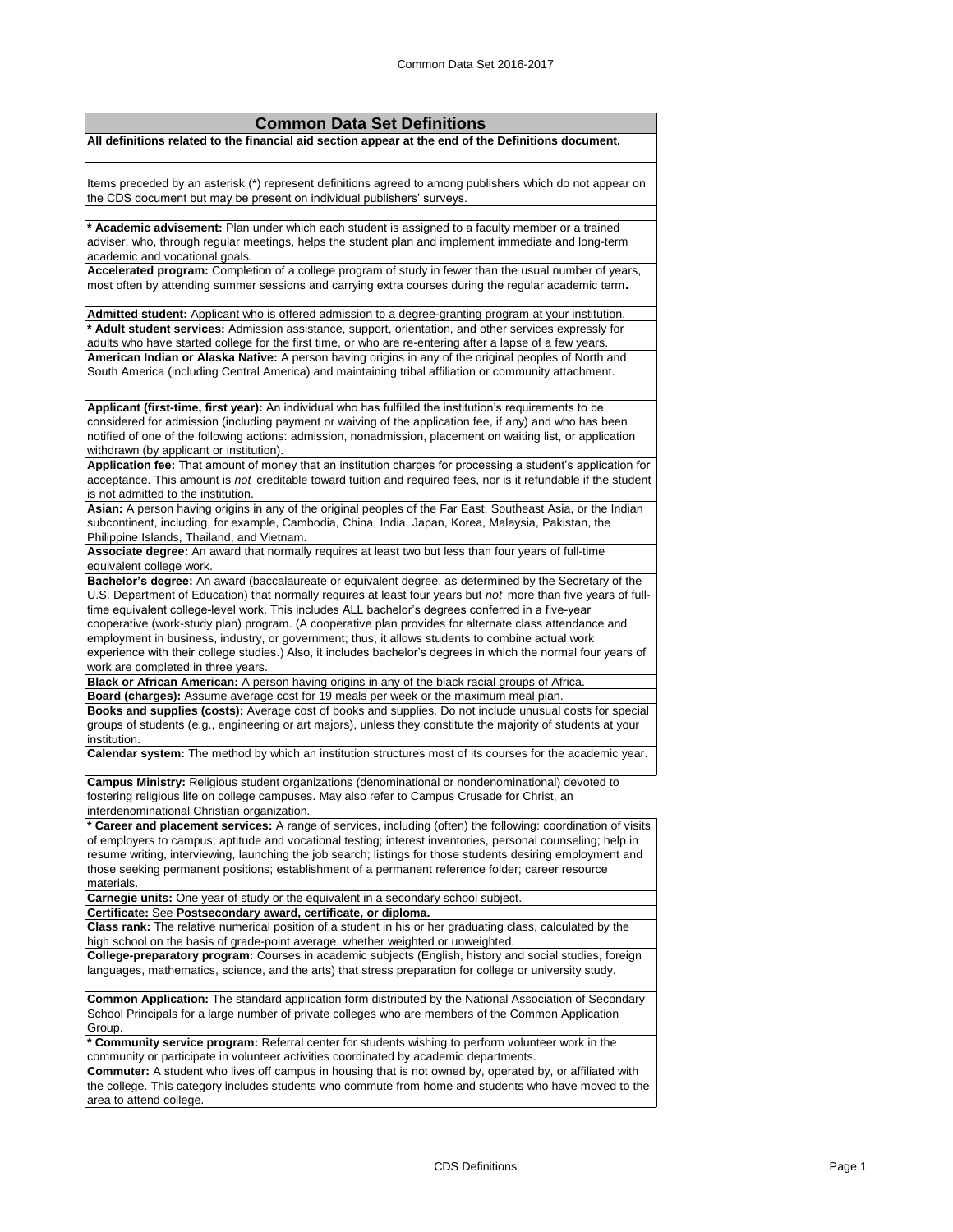# Common Data Set Definitions

**All definitions related to the financial aid section appear at the end of the Definitions document.**

Items preceded by an asterisk (*) represent definitions agreed to among publishers which do not appear on the CDS document but may be present on individual publishers' surveys.

**\* Academic advisement:** Plan under which each student is assigned to a faculty member or a trained adviser, who, through regular meetings, helps the student plan and implement immediate and long-term academic and vocational goals.

**Accelerated program:** Completion of a college program of study in fewer than the usual number of years, most often by attending summer sessions and carrying extra courses during the regular academic term**.**

**Admitted student:** Applicant who is offered admission to a degree-granting program at your institution.

**\* Adult student services:** Admission assistance, support, orientation, and other services expressly for adults who have started college for the first time, or who are re-entering after a lapse of a few years.

**American Indian or Alaska Native:** A person having origins in any of the original peoples of North and South America (including Central America) and maintaining tribal affiliation or community attachment.

**Applicant (first-time, first year):** An individual who has fulfilled the institution's requirements to be considered for admission (including payment or waiving of the application fee, if any) and who has been notified of one of the following actions: admission, nonadmission, placement on waiting list, or application withdrawn (by applicant or institution).

**Application fee:** That amount of money that an institution charges for processing a student's application for acceptance. This amount is *not* creditable toward tuition and required fees, nor is it refundable if the student is not admitted to the institution.

**Asian:** A person having origins in any of the original peoples of the Far East, Southeast Asia, or the Indian subcontinent, including, for example, Cambodia, China, India, Japan, Korea, Malaysia, Pakistan, the Philippine Islands, Thailand, and Vietnam.

**Associate degree:** An award that normally requires at least two but less than four years of full-time equivalent college work.

**Bachelor's degree:** An award (baccalaureate or equivalent degree, as determined by the Secretary of the U.S. Department of Education) that normally requires at least four years but *not* more than five years of full-time equivalent college-level work. This includes ALL bachelor's degrees conferred in a five-year cooperative (work-study plan) program. (A cooperative plan provides for alternate class attendance and employment in business, industry, or government; thus, it allows students to combine actual work experience with their college studies.) Also, it includes bachelor's degrees in which the normal four years of work are completed in three years.

**Black or African American:** A person having origins in any of the black racial groups of Africa.

**Board (charges):** Assume average cost for 19 meals per week or the maximum meal plan.

**Books and supplies (costs):** Average cost of books and supplies. Do not include unusual costs for special groups of students (e.g., engineering or art majors), unless they constitute the majority of students at your institution.

**Calendar system:** The method by which an institution structures most of its courses for the academic year.

**Campus Ministry:** Religious student organizations (denominational or nondenominational) devoted to fostering religious life on college campuses. May also refer to Campus Crusade for Christ, an interdenominational Christian organization.

**\* Career and placement services:** A range of services, including (often) the following: coordination of visits of employers to campus; aptitude and vocational testing; interest inventories, personal counseling; help in resume writing, interviewing, launching the job search; listings for those students desiring employment and those seeking permanent positions; establishment of a permanent reference folder; career resource materials.

**Carnegie units:** One year of study or the equivalent in a secondary school subject.

**Certificate:** See **Postsecondary award, certificate, or diploma.**

**Class rank:** The relative numerical position of a student in his or her graduating class, calculated by the high school on the basis of grade-point average, whether weighted or unweighted.

**College-preparatory program:** Courses in academic subjects (English, history and social studies, foreign languages, mathematics, science, and the arts) that stress preparation for college or university study.

**Common Application:** The standard application form distributed by the National Association of Secondary School Principals for a large number of private colleges who are members of the Common Application Group.

**\* Community service program:** Referral center for students wishing to perform volunteer work in the community or participate in volunteer activities coordinated by academic departments.

**Commuter:** A student who lives off campus in housing that is not owned by, operated by, or affiliated with the college. This category includes students who commute from home and students who have moved to the area to attend college.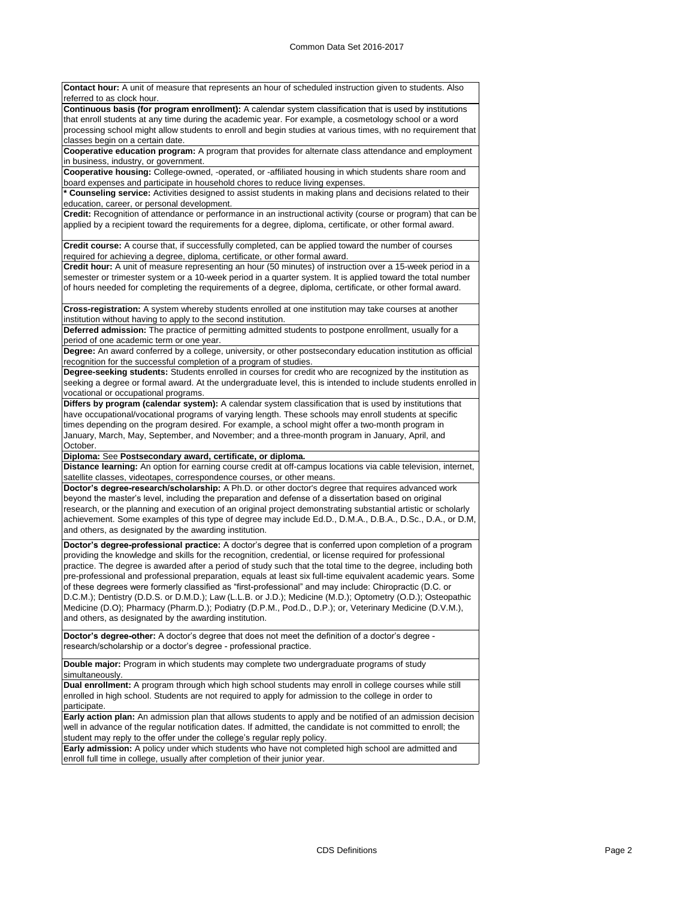**Contact hour:** A unit of measure that represents an hour of scheduled instruction given to students. Also referred to as clock hour.

**Continuous basis (for program enrollment):** A calendar system classification that is used by institutions that enroll students at any time during the academic year. For example, a cosmetology school or a word processing school might allow students to enroll and begin studies at various times, with no requirement that classes begin on a certain date.

**Cooperative education program:** A program that provides for alternate class attendance and employment in business, industry, or government.

**Cooperative housing:** College-owned, -operated, or -affiliated housing in which students share room and board expenses and participate in household chores to reduce living expenses.

**\* Counseling service:** Activities designed to assist students in making plans and decisions related to their education, career, or personal development.

**Credit:** Recognition of attendance or performance in an instructional activity (course or program) that can be applied by a recipient toward the requirements for a degree, diploma, certificate, or other formal award.

**Credit course:** A course that, if successfully completed, can be applied toward the number of courses required for achieving a degree, diploma, certificate, or other formal award.

**Credit hour:** A unit of measure representing an hour (50 minutes) of instruction over a 15-week period in a semester or trimester system or a 10-week period in a quarter system. It is applied toward the total number of hours needed for completing the requirements of a degree, diploma, certificate, or other formal award.

**Cross-registration:** A system whereby students enrolled at one institution may take courses at another institution without having to apply to the second institution.

**Deferred admission:** The practice of permitting admitted students to postpone enrollment, usually for a period of one academic term or one year.

**Degree:** An award conferred by a college, university, or other postsecondary education institution as official recognition for the successful completion of a program of studies.

**Degree-seeking students:** Students enrolled in courses for credit who are recognized by the institution as seeking a degree or formal award. At the undergraduate level, this is intended to include students enrolled in vocational or occupational programs.

**Differs by program (calendar system):** A calendar system classification that is used by institutions that have occupational/vocational programs of varying length. These schools may enroll students at specific times depending on the program desired. For example, a school might offer a two-month program in January, March, May, September, and November; and a three-month program in January, April, and October.

**Diploma:** See **Postsecondary award, certificate, or diploma.**

**Distance learning:** An option for earning course credit at off-campus locations via cable television, internet, satellite classes, videotapes, correspondence courses, or other means.

**Doctor's degree-research/scholarship:** A Ph.D. or other doctor's degree that requires advanced work beyond the master's level, including the preparation and defense of a dissertation based on original research, or the planning and execution of an original project demonstrating substantial artistic or scholarly achievement. Some examples of this type of degree may include Ed.D., D.M.A., D.B.A., D.Sc., D.A., or D.M, and others, as designated by the awarding institution.

**Doctor's degree-professional practice:** A doctor's degree that is conferred upon completion of a program providing the knowledge and skills for the recognition, credential, or license required for professional practice. The degree is awarded after a period of study such that the total time to the degree, including both pre-professional and professional preparation, equals at least six full-time equivalent academic years. Some of these degrees were formerly classified as "first-professional" and may include: Chiropractic (D.C. or D.C.M.); Dentistry (D.D.S. or D.M.D.); Law (L.L.B. or J.D.); Medicine (M.D.); Optometry (O.D.); Osteopathic Medicine (D.O); Pharmacy (Pharm.D.); Podiatry (D.P.M., Pod.D., D.P.); or, Veterinary Medicine (D.V.M.), and others, as designated by the awarding institution.

**Doctor's degree-other:** A doctor's degree that does not meet the definition of a doctor's degree - research/scholarship or a doctor's degree - professional practice.

**Double major:** Program in which students may complete two undergraduate programs of study simultaneously.

**Dual enrollment:** A program through which high school students may enroll in college courses while still enrolled in high school. Students are not required to apply for admission to the college in order to participate.

**Early action plan:** An admission plan that allows students to apply and be notified of an admission decision well in advance of the regular notification dates. If admitted, the candidate is not committed to enroll; the student may reply to the offer under the college's regular reply policy.

**Early admission:** A policy under which students who have not completed high school are admitted and enroll full time in college, usually after completion of their junior year.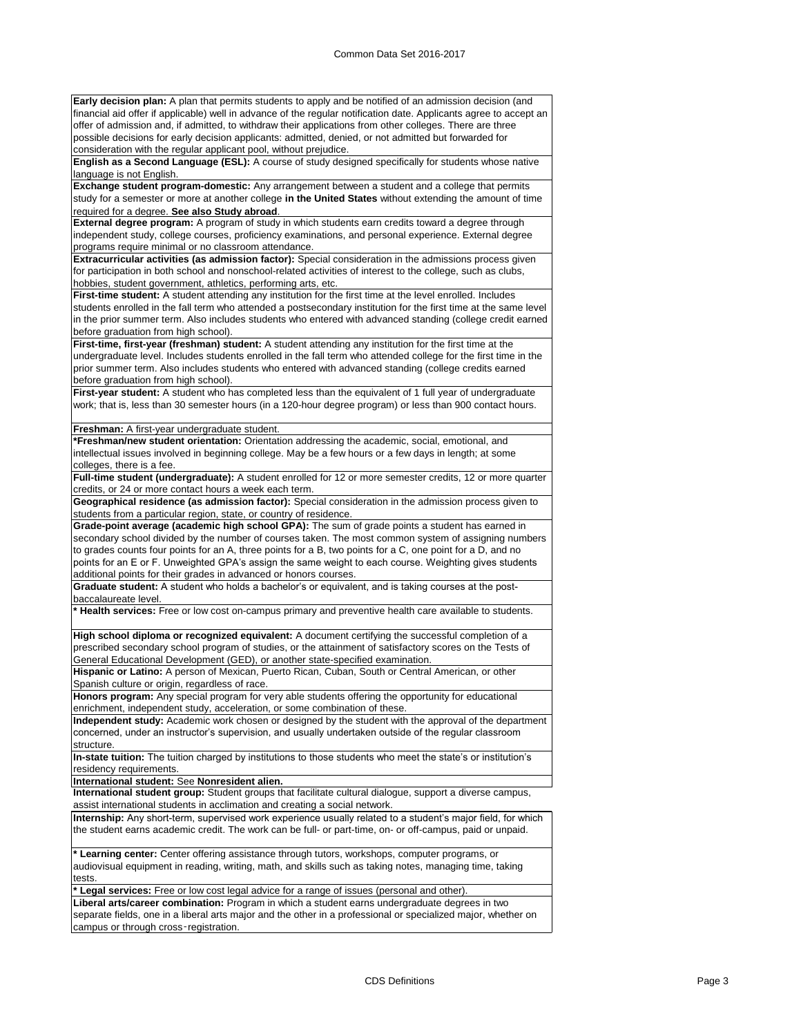**Early decision plan:** A plan that permits students to apply and be notified of an admission decision (and financial aid offer if applicable) well in advance of the regular notification date. Applicants agree to accept an offer of admission and, if admitted, to withdraw their applications from other colleges. There are three possible decisions for early decision applicants: admitted, denied, or not admitted but forwarded for consideration with the regular applicant pool, without prejudice.

**English as a Second Language (ESL):** A course of study designed specifically for students whose native language is not English.

**Exchange student program-domestic:** Any arrangement between a student and a college that permits study for a semester or more at another college **in the United States** without extending the amount of time required for a degree. **See also Study abroad**.

**External degree program:** A program of study in which students earn credits toward a degree through independent study, college courses, proficiency examinations, and personal experience. External degree programs require minimal or no classroom attendance.

**Extracurricular activities (as admission factor):** Special consideration in the admissions process given for participation in both school and nonschool-related activities of interest to the college, such as clubs, hobbies, student government, athletics, performing arts, etc.

**First-time student:** A student attending any institution for the first time at the level enrolled. Includes students enrolled in the fall term who attended a postsecondary institution for the first time at the same level in the prior summer term. Also includes students who entered with advanced standing (college credit earned before graduation from high school).

**First-time, first-year (freshman) student:** A student attending any institution for the first time at the undergraduate level. Includes students enrolled in the fall term who attended college for the first time in the prior summer term. Also includes students who entered with advanced standing (college credits earned before graduation from high school).

**First-year student:** A student who has completed less than the equivalent of 1 full year of undergraduate work; that is, less than 30 semester hours (in a 120-hour degree program) or less than 900 contact hours.

**Freshman:** A first-year undergraduate student.

**\*Freshman/new student orientation:** Orientation addressing the academic, social, emotional, and intellectual issues involved in beginning college. May be a few hours or a few days in length; at some colleges, there is a fee.

**Full-time student (undergraduate):** A student enrolled for 12 or more semester credits, 12 or more quarter credits, or 24 or more contact hours a week each term.

**Geographical residence (as admission factor):** Special consideration in the admission process given to students from a particular region, state, or country of residence.

**Grade-point average (academic high school GPA):** The sum of grade points a student has earned in secondary school divided by the number of courses taken. The most common system of assigning numbers to grades counts four points for an A, three points for a B, two points for a C, one point for a D, and no points for an E or F. Unweighted GPA's assign the same weight to each course. Weighting gives students additional points for their grades in advanced or honors courses.

**Graduate student:** A student who holds a bachelor's or equivalent, and is taking courses at the post-baccalaureate level.

**\* Health services:** Free or low cost on-campus primary and preventive health care available to students.

**High school diploma or recognized equivalent:** A document certifying the successful completion of a prescribed secondary school program of studies, or the attainment of satisfactory scores on the Tests of General Educational Development (GED), or another state-specified examination.

**Hispanic or Latino:** A person of Mexican, Puerto Rican, Cuban, South or Central American, or other Spanish culture or origin, regardless of race.

**Honors program:** Any special program for very able students offering the opportunity for educational enrichment, independent study, acceleration, or some combination of these.

**Independent study:** Academic work chosen or designed by the student with the approval of the department concerned, under an instructor's supervision, and usually undertaken outside of the regular classroom structure.

**In-state tuition:** The tuition charged by institutions to those students who meet the state's or institution's residency requirements.

**International student:** See **Nonresident alien.**

**International student group:** Student groups that facilitate cultural dialogue, support a diverse campus, assist international students in acclimation and creating a social network.

**Internship:** Any short-term, supervised work experience usually related to a student's major field, for which the student earns academic credit. The work can be full- or part-time, on- or off-campus, paid or unpaid.

**\* Learning center:** Center offering assistance through tutors, workshops, computer programs, or audiovisual equipment in reading, writing, math, and skills such as taking notes, managing time, taking tests.

**\* Legal services:** Free or low cost legal advice for a range of issues (personal and other).

**Liberal arts/career combination:** Program in which a student earns undergraduate degrees in two separate fields, one in a liberal arts major and the other in a professional or specialized major, whether on campus or through cross‑registration.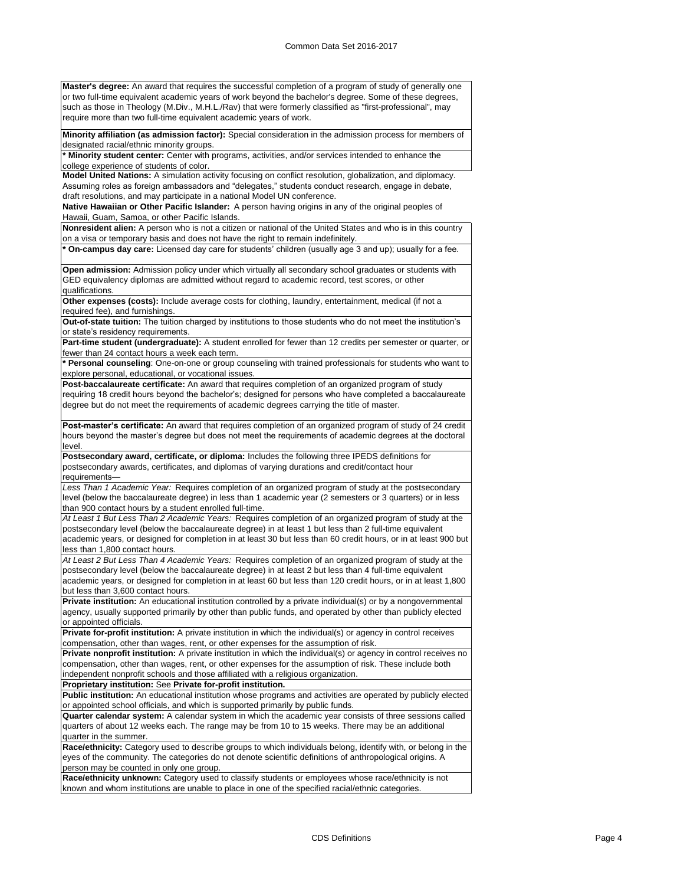**Master's degree:** An award that requires the successful completion of a program of study of generally one or two full-time equivalent academic years of work beyond the bachelor's degree. Some of these degrees, such as those in Theology (M.Div., M.H.L./Rav) that were formerly classified as "first-professional", may require more than two full-time equivalent academic years of work.

**Minority affiliation (as admission factor):** Special consideration in the admission process for members of designated racial/ethnic minority groups.

**\* Minority student center:** Center with programs, activities, and/or services intended to enhance the college experience of students of color.

**Model United Nations:** A simulation activity focusing on conflict resolution, globalization, and diplomacy. Assuming roles as foreign ambassadors and "delegates," students conduct research, engage in debate, draft resolutions, and may participate in a national Model UN conference.

**Native Hawaiian or Other Pacific Islander:** A person having origins in any of the original peoples of Hawaii, Guam, Samoa, or other Pacific Islands.

**Nonresident alien:** A person who is not a citizen or national of the United States and who is in this country on a visa or temporary basis and does not have the right to remain indefinitely.

**\* On-campus day care:** Licensed day care for students' children (usually age 3 and up); usually for a fee.

**Open admission:** Admission policy under which virtually all secondary school graduates or students with GED equivalency diplomas are admitted without regard to academic record, test scores, or other qualifications.

**Other expenses (costs):** Include average costs for clothing, laundry, entertainment, medical (if not a required fee), and furnishings.

**Out-of-state tuition:** The tuition charged by institutions to those students who do not meet the institution's or state's residency requirements.

**Part-time student (undergraduate):** A student enrolled for fewer than 12 credits per semester or quarter, or fewer than 24 contact hours a week each term.

**\* Personal counseling**: One-on-one or group counseling with trained professionals for students who want to explore personal, educational, or vocational issues.

**Post-baccalaureate certificate:** An award that requires completion of an organized program of study requiring 18 credit hours beyond the bachelor's; designed for persons who have completed a baccalaureate degree but do not meet the requirements of academic degrees carrying the title of master.

**Post-master's certificate:** An award that requires completion of an organized program of study of 24 credit hours beyond the master's degree but does not meet the requirements of academic degrees at the doctoral level.

**Postsecondary award, certificate, or diploma:** Includes the following three IPEDS definitions for postsecondary awards, certificates, and diplomas of varying durations and credit/contact hour requirements—

*Less Than 1 Academic Year:* Requires completion of an organized program of study at the postsecondary level (below the baccalaureate degree) in less than 1 academic year (2 semesters or 3 quarters) or in less than 900 contact hours by a student enrolled full-time.

*At Least 1 But Less Than 2 Academic Years:* Requires completion of an organized program of study at the postsecondary level (below the baccalaureate degree) in at least 1 but less than 2 full-time equivalent academic years, or designed for completion in at least 30 but less than 60 credit hours, or in at least 900 but less than 1,800 contact hours.

*At Least 2 But Less Than 4 Academic Years:* Requires completion of an organized program of study at the postsecondary level (below the baccalaureate degree) in at least 2 but less than 4 full-time equivalent academic years, or designed for completion in at least 60 but less than 120 credit hours, or in at least 1,800 but less than 3,600 contact hours.

**Private institution:** An educational institution controlled by a private individual(s) or by a nongovernmental agency, usually supported primarily by other than public funds, and operated by other than publicly elected or appointed officials.

**Private for-profit institution:** A private institution in which the individual(s) or agency in control receives compensation, other than wages, rent, or other expenses for the assumption of risk.

**Private nonprofit institution:** A private institution in which the individual(s) or agency in control receives no compensation, other than wages, rent, or other expenses for the assumption of risk. These include both independent nonprofit schools and those affiliated with a religious organization.

**Proprietary institution:** See **Private for-profit institution.**

**Public institution:** An educational institution whose programs and activities are operated by publicly elected or appointed school officials, and which is supported primarily by public funds.

**Quarter calendar system:** A calendar system in which the academic year consists of three sessions called quarters of about 12 weeks each. The range may be from 10 to 15 weeks. There may be an additional quarter in the summer.

**Race/ethnicity:** Category used to describe groups to which individuals belong, identify with, or belong in the eyes of the community. The categories do not denote scientific definitions of anthropological origins. A person may be counted in only one group.

**Race/ethnicity unknown:** Category used to classify students or employees whose race/ethnicity is not known and whom institutions are unable to place in one of the specified racial/ethnic categories.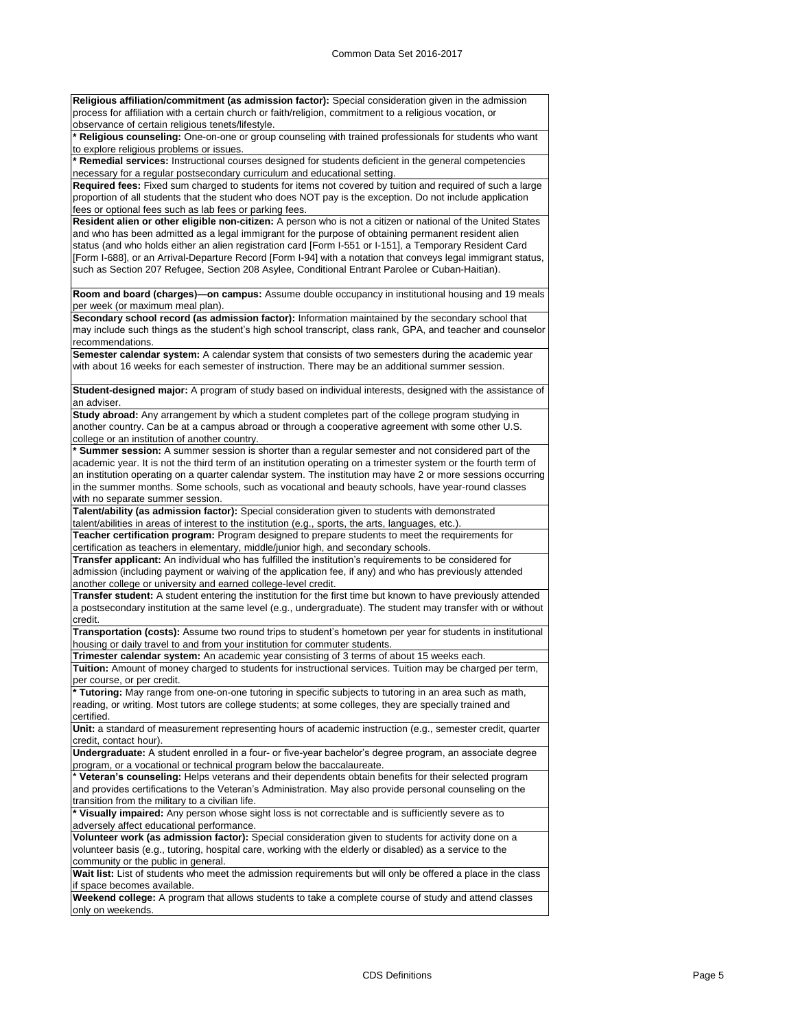**Religious affiliation/commitment (as admission factor):** Special consideration given in the admission process for affiliation with a certain church or faith/religion, commitment to a religious vocation, or observance of certain religious tenets/lifestyle.

*** Religious counseling:** One-on-one or group counseling with trained professionals for students who want to explore religious problems or issues.

*** Remedial services:** Instructional courses designed for students deficient in the general competencies necessary for a regular postsecondary curriculum and educational setting.

**Required fees:** Fixed sum charged to students for items not covered by tuition and required of such a large proportion of all students that the student who does NOT pay is the exception. Do not include application fees or optional fees such as lab fees or parking fees.

**Resident alien or other eligible non-citizen:** A person who is not a citizen or national of the United States and who has been admitted as a legal immigrant for the purpose of obtaining permanent resident alien status (and who holds either an alien registration card [Form I-551 or I-151], a Temporary Resident Card [Form I-688], or an Arrival-Departure Record [Form I-94] with a notation that conveys legal immigrant status, such as Section 207 Refugee, Section 208 Asylee, Conditional Entrant Parolee or Cuban-Haitian).

**Room and board (charges)—on campus:** Assume double occupancy in institutional housing and 19 meals per week (or maximum meal plan).

**Secondary school record (as admission factor):** Information maintained by the secondary school that may include such things as the student's high school transcript, class rank, GPA, and teacher and counselor recommendations.

**Semester calendar system:** A calendar system that consists of two semesters during the academic year with about 16 weeks for each semester of instruction. There may be an additional summer session.

**Student-designed major:** A program of study based on individual interests, designed with the assistance of an adviser.

**Study abroad:** Any arrangement by which a student completes part of the college program studying in another country. Can be at a campus abroad or through a cooperative agreement with some other U.S. college or an institution of another country.

*** Summer session:** A summer session is shorter than a regular semester and not considered part of the academic year. It is not the third term of an institution operating on a trimester system or the fourth term of an institution operating on a quarter calendar system. The institution may have 2 or more sessions occurring in the summer months. Some schools, such as vocational and beauty schools, have year-round classes with no separate summer session.

**Talent/ability (as admission factor):** Special consideration given to students with demonstrated talent/abilities in areas of interest to the institution (e.g., sports, the arts, languages, etc.).

**Teacher certification program:** Program designed to prepare students to meet the requirements for certification as teachers in elementary, middle/junior high, and secondary schools.

**Transfer applicant:** An individual who has fulfilled the institution's requirements to be considered for admission (including payment or waiving of the application fee, if any) and who has previously attended another college or university and earned college-level credit.

**Transfer student:** A student entering the institution for the first time but known to have previously attended a postsecondary institution at the same level (e.g., undergraduate). The student may transfer with or without credit.

**Transportation (costs):** Assume two round trips to student's hometown per year for students in institutional housing or daily travel to and from your institution for commuter students.

**Trimester calendar system:** An academic year consisting of 3 terms of about 15 weeks each.

**Tuition:** Amount of money charged to students for instructional services. Tuition may be charged per term, per course, or per credit.

*** Tutoring:** May range from one-on-one tutoring in specific subjects to tutoring in an area such as math, reading, or writing. Most tutors are college students; at some colleges, they are specially trained and certified.

**Unit:** a standard of measurement representing hours of academic instruction (e.g., semester credit, quarter credit, contact hour).

**Undergraduate:** A student enrolled in a four- or five-year bachelor's degree program, an associate degree program, or a vocational or technical program below the baccalaureate.

*** Veteran's counseling:** Helps veterans and their dependents obtain benefits for their selected program and provides certifications to the Veteran's Administration. May also provide personal counseling on the transition from the military to a civilian life.

*** Visually impaired:** Any person whose sight loss is not correctable and is sufficiently severe as to adversely affect educational performance.

**Volunteer work (as admission factor):** Special consideration given to students for activity done on a volunteer basis (e.g., tutoring, hospital care, working with the elderly or disabled) as a service to the community or the public in general.

**Wait list:** List of students who meet the admission requirements but will only be offered a place in the class if space becomes available.

**Weekend college:** A program that allows students to take a complete course of study and attend classes only on weekends.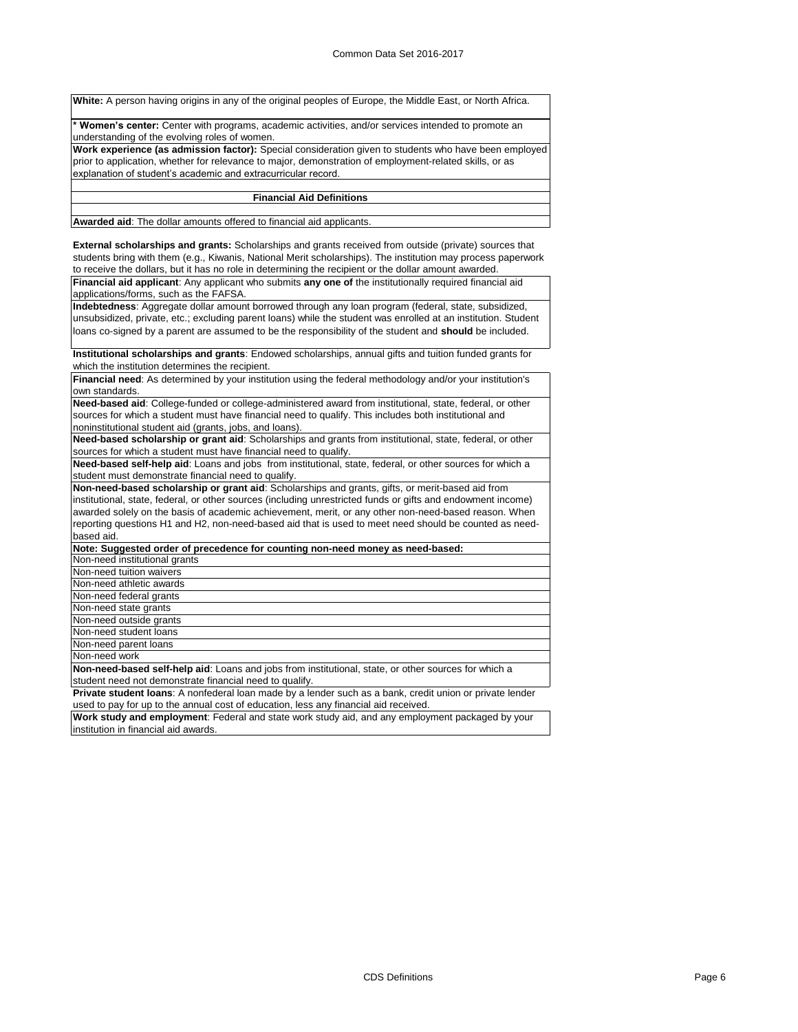**White:** A person having origins in any of the original peoples of Europe, the Middle East, or North Africa.

* **Women's center:** Center with programs, academic activities, and/or services intended to promote an understanding of the evolving roles of women.

**Work experience (as admission factor):** Special consideration given to students who have been employed prior to application, whether for relevance to major, demonstration of employment-related skills, or as explanation of student's academic and extracurricular record.

## Financial Aid Definitions

**Awarded aid**: The dollar amounts offered to financial aid applicants.

**External scholarships and grants:** Scholarships and grants received from outside (private) sources that students bring with them (e.g., Kiwanis, National Merit scholarships). The institution may process paperwork to receive the dollars, but it has no role in determining the recipient or the dollar amount awarded.

**Financial aid applicant**: Any applicant who submits **any one of** the institutionally required financial aid applications/forms, such as the FAFSA.

**Indebtedness**: Aggregate dollar amount borrowed through any loan program (federal, state, subsidized, unsubsidized, private, etc.; excluding parent loans) while the student was enrolled at an institution. Student loans co-signed by a parent are assumed to be the responsibility of the student and **should** be included.

**Institutional scholarships and grants**: Endowed scholarships, annual gifts and tuition funded grants for which the institution determines the recipient.

**Financial need**: As determined by your institution using the federal methodology and/or your institution's own standards.

**Need-based aid**: College-funded or college-administered award from institutional, state, federal, or other sources for which a student must have financial need to qualify. This includes both institutional and noninstitutional student aid (grants, jobs, and loans).

**Need-based scholarship or grant aid**: Scholarships and grants from institutional, state, federal, or other sources for which a student must have financial need to qualify.

**Need-based self-help aid**: Loans and jobs from institutional, state, federal, or other sources for which a student must demonstrate financial need to qualify.

**Non-need-based scholarship or grant aid**: Scholarships and grants, gifts, or merit-based aid from institutional, state, federal, or other sources (including unrestricted funds or gifts and endowment income) awarded solely on the basis of academic achievement, merit, or any other non-need-based reason. When reporting questions H1 and H2, non-need-based aid that is used to meet need should be counted as need-based aid.

**Note: Suggested order of precedence for counting non-need money as need-based:**

- Non-need institutional grants
- Non-need tuition waivers
- Non-need athletic awards
- Non-need federal grants
- Non-need state grants
- Non-need outside grants
- Non-need student loans
- Non-need parent loans
- Non-need work

**Non-need-based self-help aid**: Loans and jobs from institutional, state, or other sources for which a student need not demonstrate financial need to qualify.

**Private student loans**: A nonfederal loan made by a lender such as a bank, credit union or private lender used to pay for up to the annual cost of education, less any financial aid received.

**Work study and employment**: Federal and state work study aid, and any employment packaged by your institution in financial aid awards.